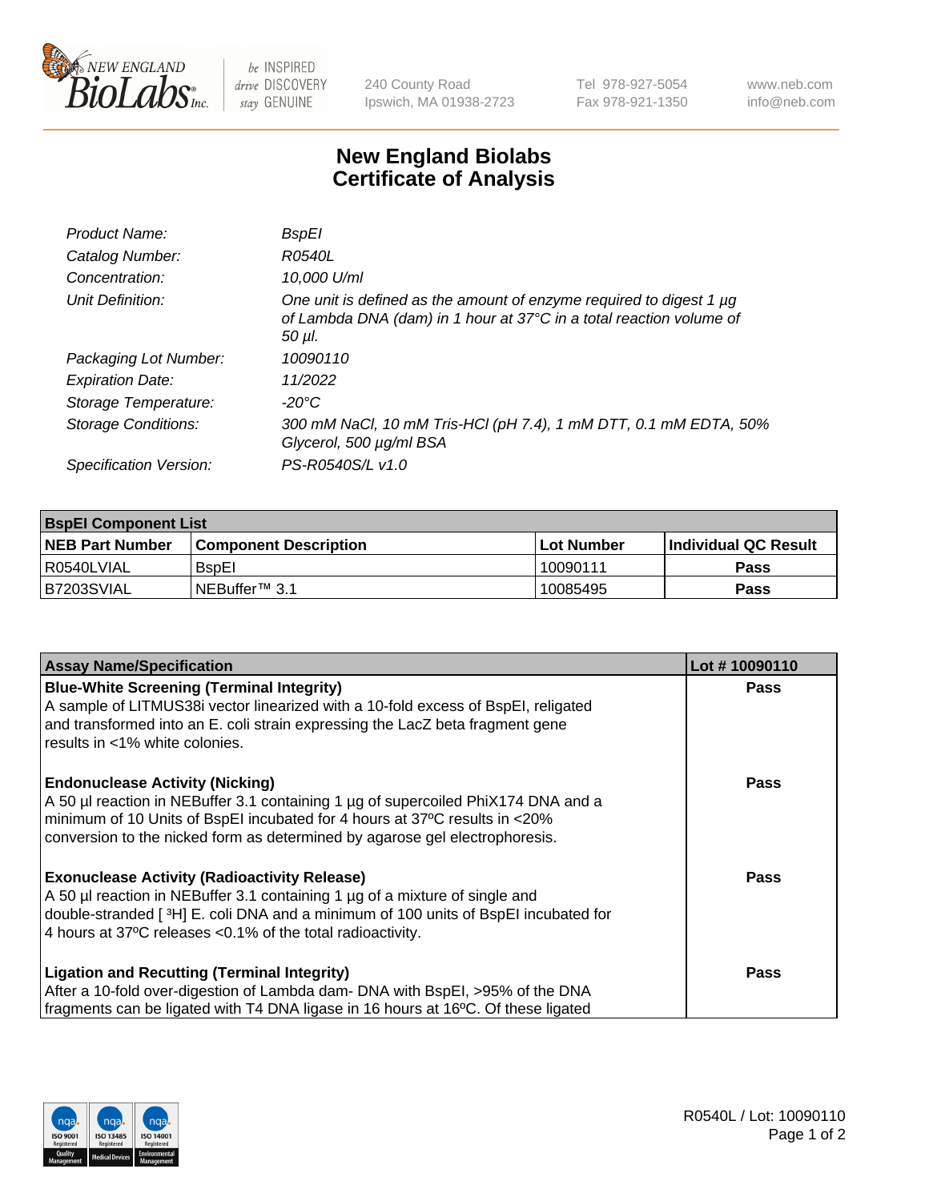New England BioLabs Inc.

be INSPIRED
drive DISCOVERY
stay GENUINE

240 County Road
Ipswich, MA 01938-2723

Tel 978-927-5054
Fax 978-921-1350

www.neb.com
info@neb.com

# New England Biolabs
# Certificate of Analysis

| | |
|---|---|
| *Product Name:* | *BspEI* |
| *Catalog Number:* | *R0540L* |
| *Concentration:* | *10,000 U/ml* |
| *Unit Definition:* | *One unit is defined as the amount of enzyme required to digest 1 µg of Lambda DNA (dam) in 1 hour at 37°C in a total reaction volume of 50 µl.* |
| *Packaging Lot Number:* | *10090110* |
| *Expiration Date:* | *11/2022* |
| *Storage Temperature:* | *-20°C* |
| *Storage Conditions:* | *300 mM NaCl, 10 mM Tris-HCl (pH 7.4), 1 mM DTT, 0.1 mM EDTA, 50% Glycerol, 500 µg/ml BSA* |
| *Specification Version:* | *PS-R0540S/L v1.0* |

| **BspEI Component List** | | | |
|---|---|---|---|
| **NEB Part Number** | **Component Description** | **Lot Number** | **Individual QC Result** |
| R0540LVIAL | BspEI | 10090111 | **Pass** |
| B7203SVIAL | NEBuffer™ 3.1 | 10085495 | **Pass** |

| **Assay Name/Specification** | **Lot # 10090110** |
|---|---|
| **Blue-White Screening (Terminal Integrity)**<br>A sample of LITMUS38i vector linearized with a 10-fold excess of BspEI, religated and transformed into an E. coli strain expressing the LacZ beta fragment gene results in <1% white colonies. | **Pass** |
| **Endonuclease Activity (Nicking)**<br>A 50 µl reaction in NEBuffer 3.1 containing 1 µg of supercoiled PhiX174 DNA and a minimum of 10 Units of BspEI incubated for 4 hours at 37ºC results in <20% conversion to the nicked form as determined by agarose gel electrophoresis. | **Pass** |
| **Exonuclease Activity (Radioactivity Release)**<br>A 50 µl reaction in NEBuffer 3.1 containing 1 µg of a mixture of single and double-stranded [ $^3$H] E. coli DNA and a minimum of 100 units of BspEI incubated for 4 hours at 37ºC releases <0.1% of the total radioactivity. | **Pass** |
| **Ligation and Recutting (Terminal Integrity)**<br>After a 10-fold over-digestion of Lambda dam- DNA with BspEI, >95% of the DNA fragments can be ligated with T4 DNA ligase in 16 hours at 16ºC. Of these ligated | **Pass** |

R0540L / Lot: 10090110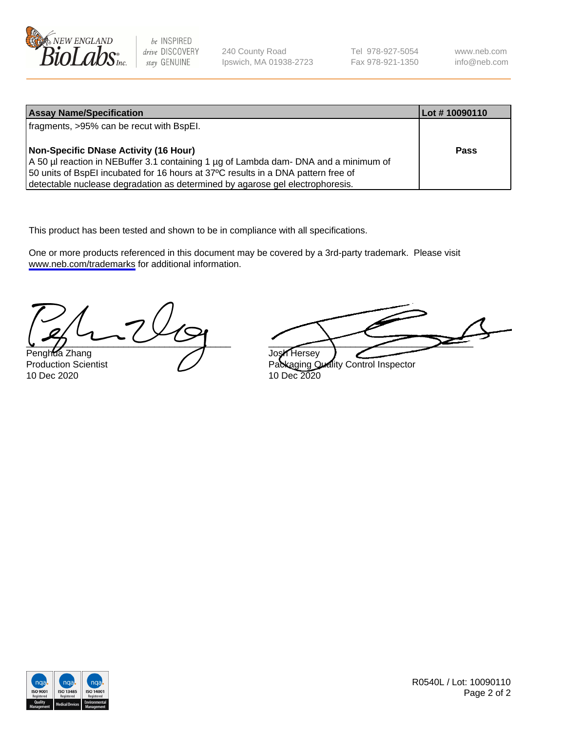| Assay Name/Specification | Lot # 10090110 |
| --- | --- |
| fragments, >95% can be recut with BspEI. | |
| **Non-Specific DNase Activity (16 Hour)**<br>A 50 µl reaction in NEBuffer 3.1 containing 1 µg of Lambda dam- DNA and a minimum of 50 units of BspEI incubated for 16 hours at 37ºC results in a DNA pattern free of detectable nuclease degradation as determined by agarose gel electrophoresis. | **Pass** |

This product has been tested and shown to be in compliance with all specifications.

One or more products referenced in this document may be covered by a 3rd-party trademark. Please visit www.neb.com/trademarks for additional information.

Penghua Zhang
Production Scientist
10 Dec 2020

Josh Hersey
Packaging Quality Control Inspector
10 Dec 2020

R0540L / Lot: 10090110